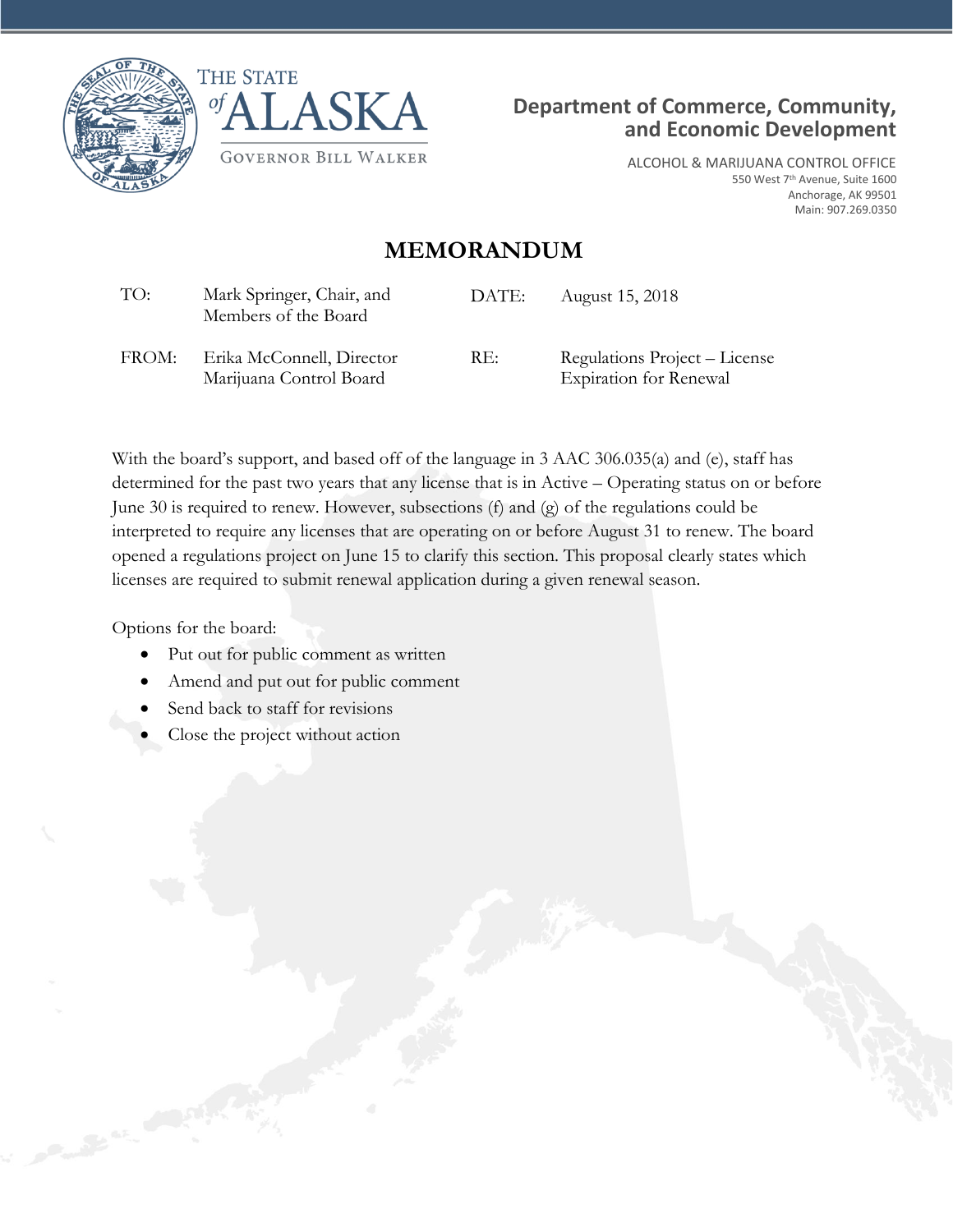THE STATE of ALASKA

GOVERNOR BILL WALKER

**Department of Commerce, Community, and Economic Development**

ALCOHOL & MARIJUANA CONTROL OFFICE
550 West 7th Avenue, Suite 1600
Anchorage, AK 99501
Main: 907.269.0350

# MEMORANDUM

| | | | |
|---|---|---|---|
| TO: | Mark Springer, Chair, and Members of the Board | DATE: | August 15, 2018 |
| FROM: | Erika McConnell, Director Marijuana Control Board | RE: | Regulations Project – License Expiration for Renewal |

With the board's support, and based off of the language in 3 AAC 306.035(a) and (e), staff has determined for the past two years that any license that is in Active – Operating status on or before June 30 is required to renew. However, subsections (f) and (g) of the regulations could be interpreted to require any licenses that are operating on or before August 31 to renew. The board opened a regulations project on June 15 to clarify this section. This proposal clearly states which licenses are required to submit renewal application during a given renewal season.

Options for the board:

- Put out for public comment as written
- Amend and put out for public comment
- Send back to staff for revisions
- Close the project without action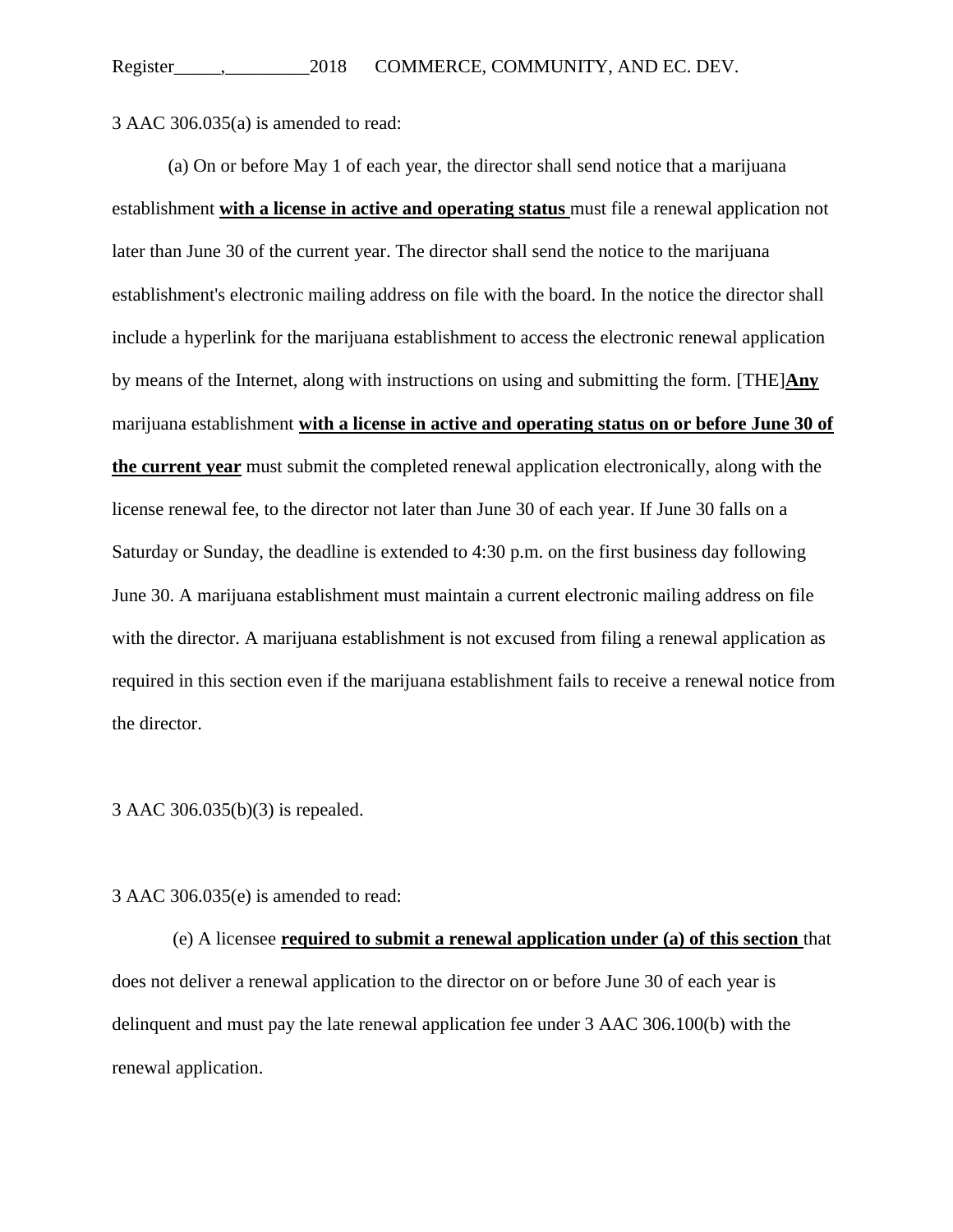3 AAC 306.035(a) is amended to read:

(a) On or before May 1 of each year, the director shall send notice that a marijuana establishment **with a license in active and operating status** must file a renewal application not later than June 30 of the current year. The director shall send the notice to the marijuana establishment's electronic mailing address on file with the board. In the notice the director shall include a hyperlink for the marijuana establishment to access the electronic renewal application by means of the Internet, along with instructions on using and submitting the form. [THE]**Any** marijuana establishment **with a license in active and operating status on or before June 30 of the current year** must submit the completed renewal application electronically, along with the license renewal fee, to the director not later than June 30 of each year. If June 30 falls on a Saturday or Sunday, the deadline is extended to 4:30 p.m. on the first business day following June 30. A marijuana establishment must maintain a current electronic mailing address on file with the director. A marijuana establishment is not excused from filing a renewal application as required in this section even if the marijuana establishment fails to receive a renewal notice from the director.

3 AAC 306.035(b)(3) is repealed.

3 AAC 306.035(e) is amended to read:

(e) A licensee **required to submit a renewal application under (a) of this section** that does not deliver a renewal application to the director on or before June 30 of each year is delinquent and must pay the late renewal application fee under 3 AAC 306.100(b) with the renewal application.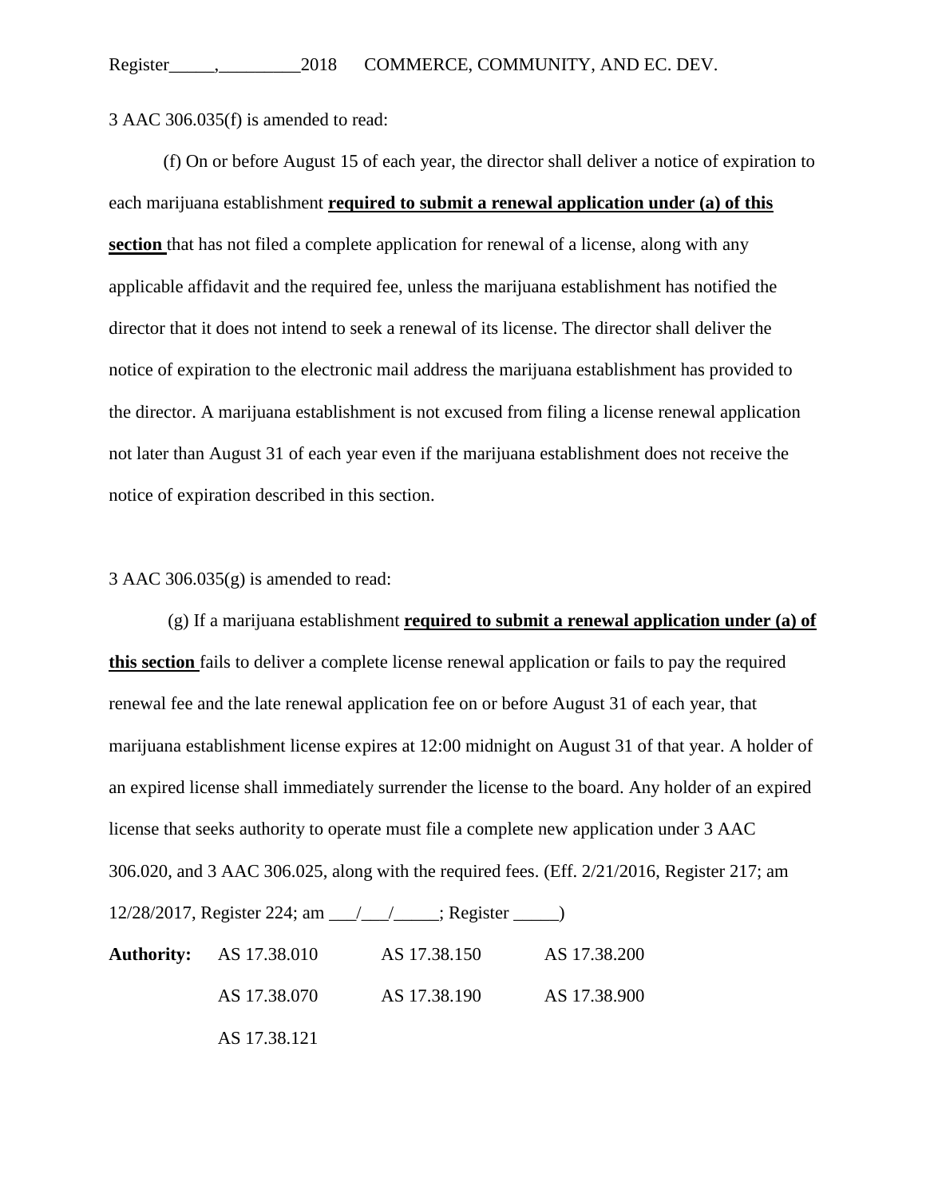3 AAC 306.035(f) is amended to read:

(f) On or before August 15 of each year, the director shall deliver a notice of expiration to each marijuana establishment **required to submit a renewal application under (a) of this section** that has not filed a complete application for renewal of a license, along with any applicable affidavit and the required fee, unless the marijuana establishment has notified the director that it does not intend to seek a renewal of its license. The director shall deliver the notice of expiration to the electronic mail address the marijuana establishment has provided to the director. A marijuana establishment is not excused from filing a license renewal application not later than August 31 of each year even if the marijuana establishment does not receive the notice of expiration described in this section.

3 AAC 306.035(g) is amended to read:

(g) If a marijuana establishment **required to submit a renewal application under (a) of this section** fails to deliver a complete license renewal application or fails to pay the required renewal fee and the late renewal application fee on or before August 31 of each year, that marijuana establishment license expires at 12:00 midnight on August 31 of that year. A holder of an expired license shall immediately surrender the license to the board. Any holder of an expired license that seeks authority to operate must file a complete new application under 3 AAC 306.020, and 3 AAC 306.025, along with the required fees. (Eff. 2/21/2016, Register 217; am 12/28/2017, Register 224; am ___/___/_____; Register _____)

| | | | |
|---|---|---|---|
| **Authority:** | AS 17.38.010 | AS 17.38.150 | AS 17.38.200 |
| | AS 17.38.070 | AS 17.38.190 | AS 17.38.900 |
| | AS 17.38.121 | | |